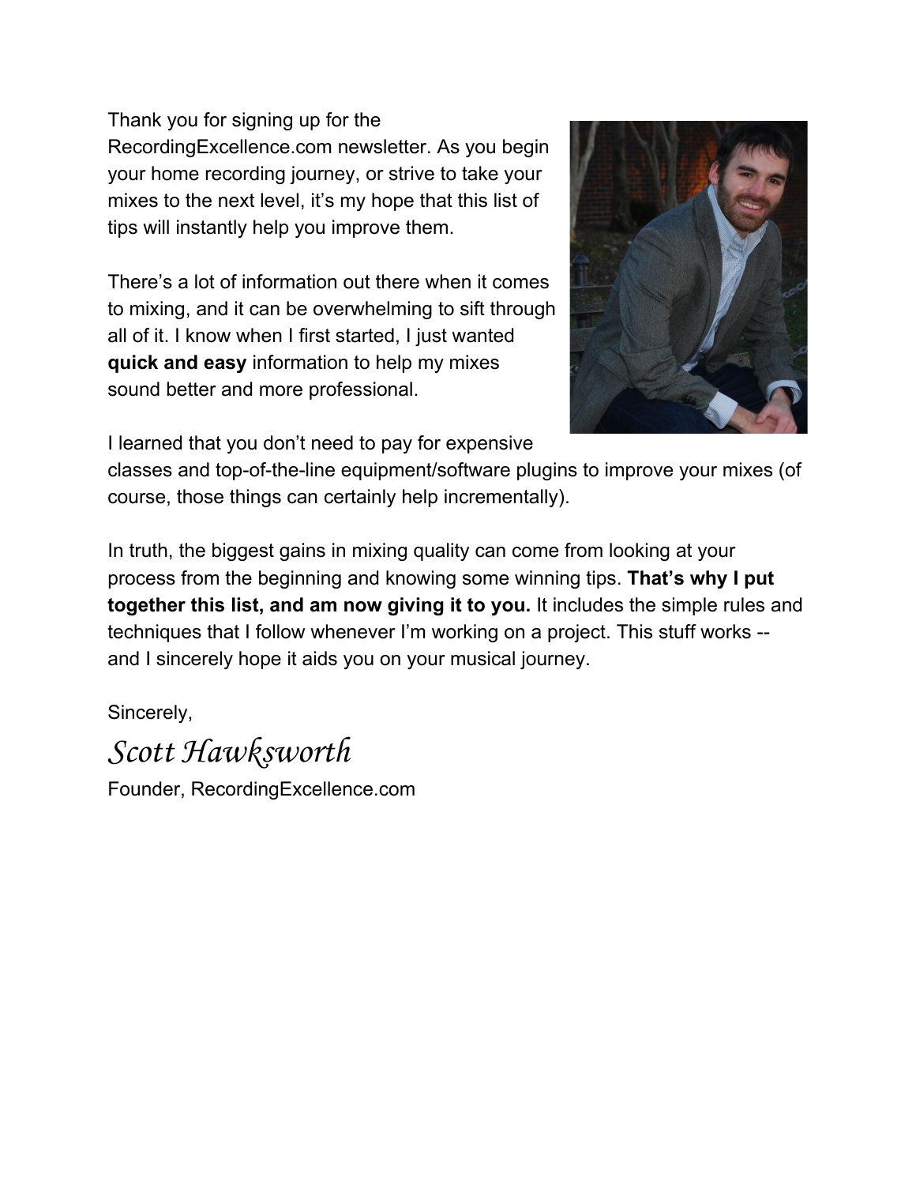Thank you for signing up for the RecordingExcellence.com newsletter. As you begin your home recording journey, or strive to take your mixes to the next level, it's my hope that this list of tips will instantly help you improve them.

There's a lot of information out there when it comes to mixing, and it can be overwhelming to sift through all of it. I know when I first started, I just wanted **quick and easy** information to help my mixes sound better and more professional.

I learned that you don't need to pay for expensive classes and top-of-the-line equipment/software plugins to improve your mixes (of course, those things can certainly help incrementally).

In truth, the biggest gains in mixing quality can come from looking at your process from the beginning and knowing some winning tips. **That's why I put together this list, and am now giving it to you.** It includes the simple rules and techniques that I follow whenever I'm working on a project. This stuff works -- and I sincerely hope it aids you on your musical journey.

Sincerely,

*Scott Hawksworth*

Founder, RecordingExcellence.com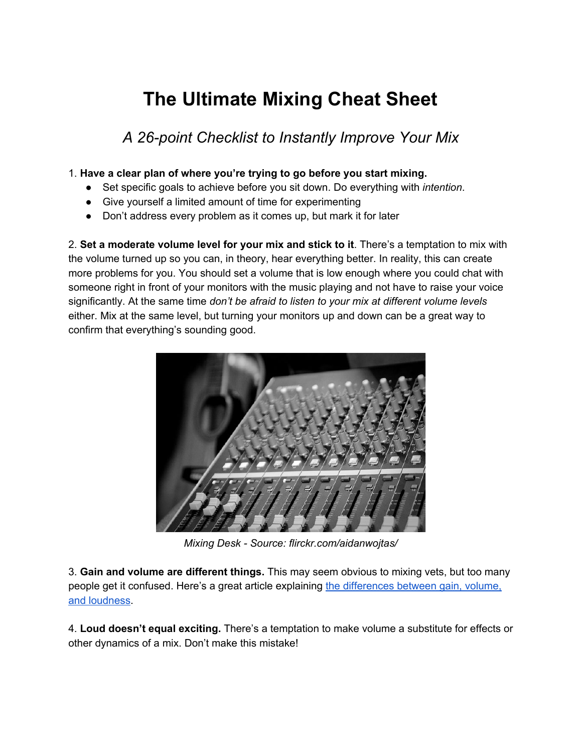# The Ultimate Mixing Cheat Sheet

## *A 26-point Checklist to Instantly Improve Your Mix*

1. **Have a clear plan of where you're trying to go before you start mixing.**
   - Set specific goals to achieve before you sit down. Do everything with *intention*.
   - Give yourself a limited amount of time for experimenting
   - Don't address every problem as it comes up, but mark it for later

2. **Set a moderate volume level for your mix and stick to it**. There's a temptation to mix with the volume turned up so you can, in theory, hear everything better. In reality, this can create more problems for you. You should set a volume that is low enough where you could chat with someone right in front of your monitors with the music playing and not have to raise your voice significantly. At the same time *don't be afraid to listen to your mix at different volume levels* either. Mix at the same level, but turning your monitors up and down can be a great way to confirm that everything's sounding good.

*Mixing Desk - Source: flirckr.com/aidanwojtas/*

3. **Gain and volume are different things.** This may seem obvious to mixing vets, but too many people get it confused. Here's a great article explaining [the differences between gain, volume, and loudness](#).

4. **Loud doesn't equal exciting.** There's a temptation to make volume a substitute for effects or other dynamics of a mix. Don't make this mistake!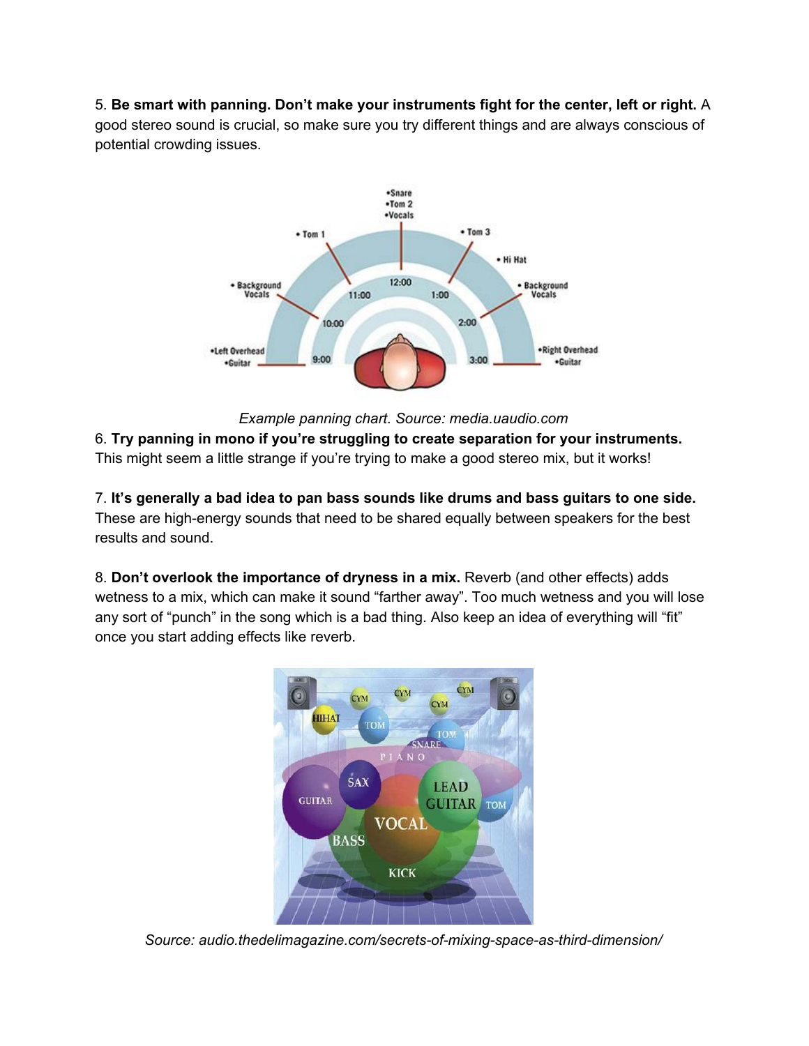5. **Be smart with panning. Don't make your instruments fight for the center, left or right.** A good stereo sound is crucial, so make sure you try different things and are always conscious of potential crowding issues.

*Example panning chart. Source: media.uaudio.com*

6. **Try panning in mono if you're struggling to create separation for your instruments.** This might seem a little strange if you're trying to make a good stereo mix, but it works!

7. **It's generally a bad idea to pan bass sounds like drums and bass guitars to one side.** These are high-energy sounds that need to be shared equally between speakers for the best results and sound.

8. **Don't overlook the importance of dryness in a mix.** Reverb (and other effects) adds wetness to a mix, which can make it sound "farther away". Too much wetness and you will lose any sort of "punch" in the song which is a bad thing. Also keep an idea of everything will "fit" once you start adding effects like reverb.

*Source: audio.thedelimagazine.com/secrets-of-mixing-space-as-third-dimension/*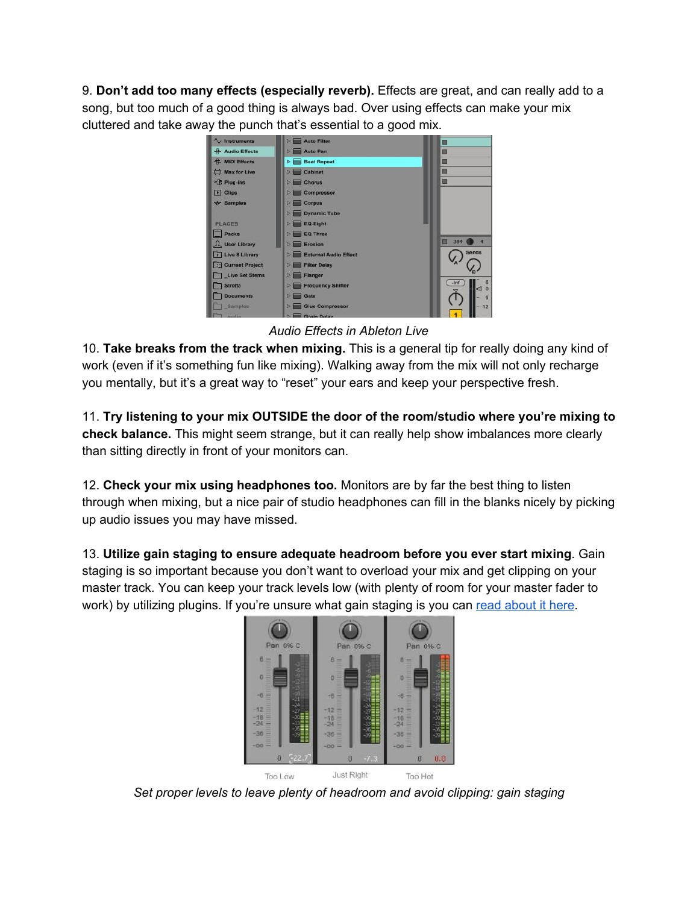9. **Don't add too many effects (especially reverb).** Effects are great, and can really add to a song, but too much of a good thing is always bad. Over using effects can make your mix cluttered and take away the punch that's essential to a good mix.

*Audio Effects in Ableton Live*

10. **Take breaks from the track when mixing.** This is a general tip for really doing any kind of work (even if it's something fun like mixing). Walking away from the mix will not only recharge you mentally, but it's a great way to "reset" your ears and keep your perspective fresh.

11. **Try listening to your mix OUTSIDE the door of the room/studio where you're mixing to check balance.** This might seem strange, but it can really help show imbalances more clearly than sitting directly in front of your monitors can.

12. **Check your mix using headphones too.** Monitors are by far the best thing to listen through when mixing, but a nice pair of studio headphones can fill in the blanks nicely by picking up audio issues you may have missed.

13. **Utilize gain staging to ensure adequate headroom before you ever start mixing**. Gain staging is so important because you don't want to overload your mix and get clipping on your master track. You can keep your track levels low (with plenty of room for your master fader to work) by utilizing plugins. If you're unsure what gain staging is you can [read about it here](read about it here).

*Set proper levels to leave plenty of headroom and avoid clipping: gain staging*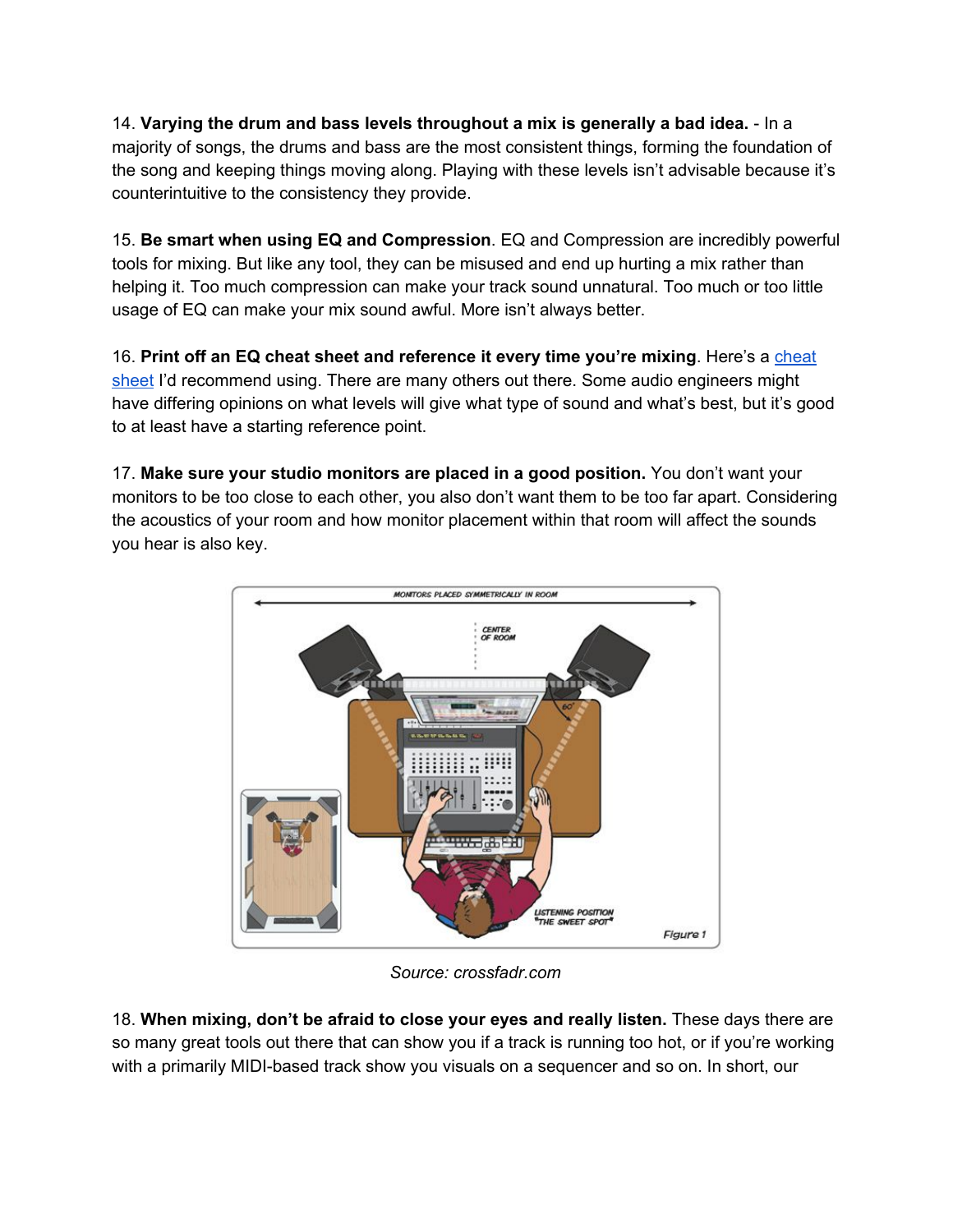14. **Varying the drum and bass levels throughout a mix is generally a bad idea.** - In a majority of songs, the drums and bass are the most consistent things, forming the foundation of the song and keeping things moving along. Playing with these levels isn't advisable because it's counterintuitive to the consistency they provide.

15. **Be smart when using EQ and Compression**. EQ and Compression are incredibly powerful tools for mixing. But like any tool, they can be misused and end up hurting a mix rather than helping it. Too much compression can make your track sound unnatural. Too much or too little usage of EQ can make your mix sound awful. More isn't always better.

16. **Print off an EQ cheat sheet and reference it every time you're mixing**. Here's a cheat sheet I'd recommend using. There are many others out there. Some audio engineers might have differing opinions on what levels will give what type of sound and what's best, but it's good to at least have a starting reference point.

17. **Make sure your studio monitors are placed in a good position.** You don't want your monitors to be too close to each other, you also don't want them to be too far apart. Considering the acoustics of your room and how monitor placement within that room will affect the sounds you hear is also key.

*Source: crossfadr.com*

18. **When mixing, don't be afraid to close your eyes and really listen.** These days there are so many great tools out there that can show you if a track is running too hot, or if you're working with a primarily MIDI-based track show you visuals on a sequencer and so on. In short, our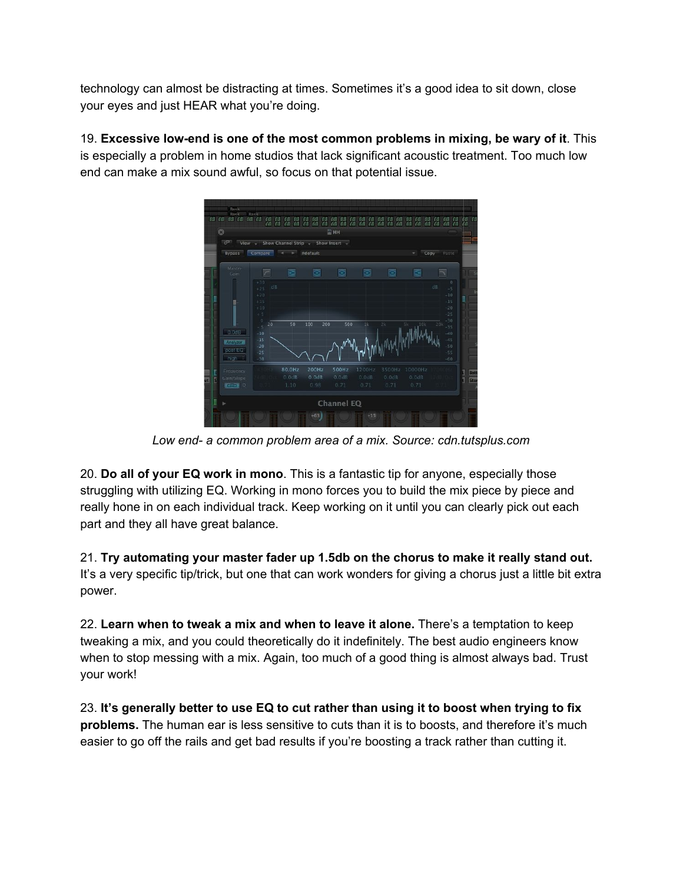technology can almost be distracting at times. Sometimes it's a good idea to sit down, close your eyes and just HEAR what you're doing.

19. **Excessive low-end is one of the most common problems in mixing, be wary of it**. This is especially a problem in home studios that lack significant acoustic treatment. Too much low end can make a mix sound awful, so focus on that potential issue.

*Low end- a common problem area of a mix. Source: cdn.tutsplus.com*

20. **Do all of your EQ work in mono**. This is a fantastic tip for anyone, especially those struggling with utilizing EQ. Working in mono forces you to build the mix piece by piece and really hone in on each individual track. Keep working on it until you can clearly pick out each part and they all have great balance.

21. **Try automating your master fader up 1.5db on the chorus to make it really stand out.** It's a very specific tip/trick, but one that can work wonders for giving a chorus just a little bit extra power.

22. **Learn when to tweak a mix and when to leave it alone.** There's a temptation to keep tweaking a mix, and you could theoretically do it indefinitely. The best audio engineers know when to stop messing with a mix. Again, too much of a good thing is almost always bad. Trust your work!

23. **It's generally better to use EQ to cut rather than using it to boost when trying to fix problems.** The human ear is less sensitive to cuts than it is to boosts, and therefore it's much easier to go off the rails and get bad results if you're boosting a track rather than cutting it.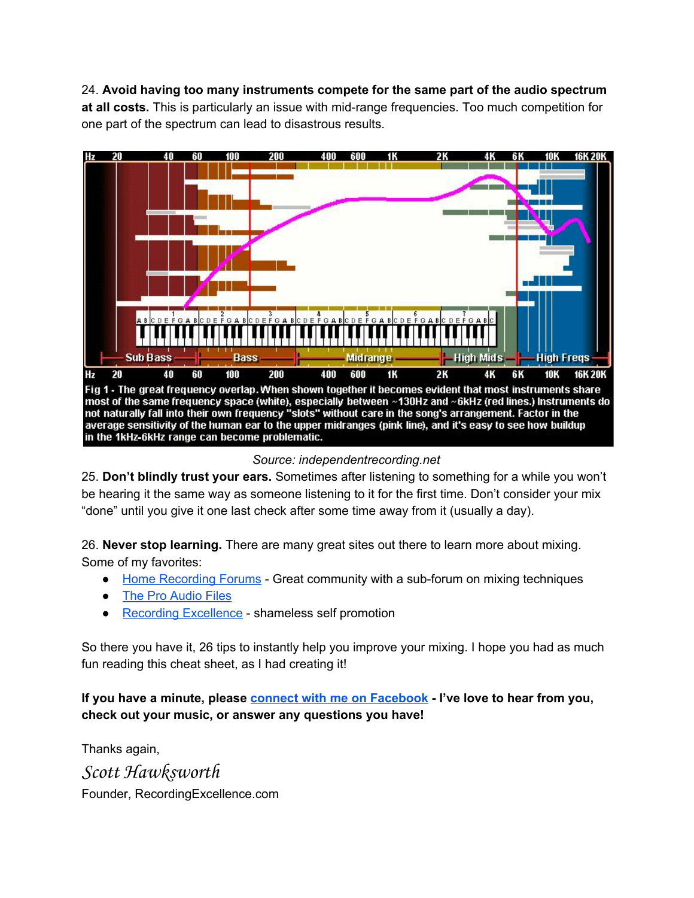24. **Avoid having too many instruments compete for the same part of the audio spectrum at all costs.** This is particularly an issue with mid-range frequencies. Too much competition for one part of the spectrum can lead to disastrous results.

Hz 20 40 60 100 200 400 600 1K 2K 4K 6K 10K 16K 20K

Sub Bass Bass Midrange High Mids High Freqs

Hz 20 40 60 100 200 400 600 1K 2K 4K 6K 10K 16K 20K

Fig 1 - The great frequency overlap. When shown together it becomes evident that most instruments share most of the same frequency space (white), especially between ~130Hz and ~6kHz (red lines.) Instruments do not naturally fall into their own frequency "slots" without care in the song's arrangement. Factor in the average sensitivity of the human ear to the upper midranges (pink line), and it's easy to see how buildup in the 1kHz-6kHz range can become problematic.

*Source: independentrecording.net*

25. **Don't blindly trust your ears.** Sometimes after listening to something for a while you won't be hearing it the same way as someone listening to it for the first time. Don't consider your mix "done" until you give it one last check after some time away from it (usually a day).

26. **Never stop learning.** There are many great sites out there to learn more about mixing. Some of my favorites:

- Home Recording Forums - Great community with a sub-forum on mixing techniques
- The Pro Audio Files
- Recording Excellence - shameless self promotion

So there you have it, 26 tips to instantly help you improve your mixing. I hope you had as much fun reading this cheat sheet, as I had creating it!

**If you have a minute, please connect with me on Facebook - I've love to hear from you, check out your music, or answer any questions you have!**

Thanks again,

*Scott Hawksworth*

Founder, RecordingExcellence.com